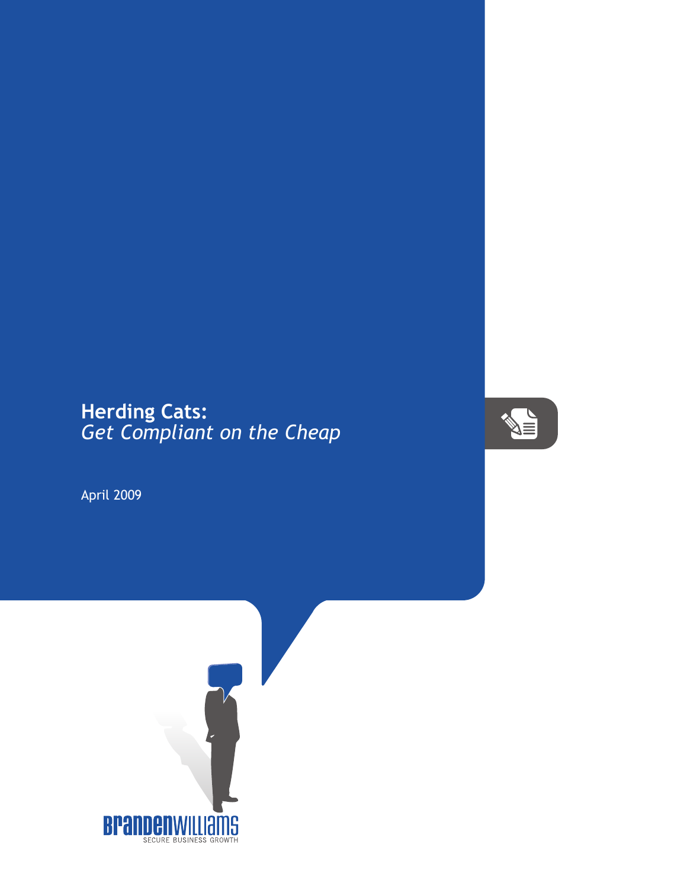# Herding Cats:
*Get Compliant on the Cheap*

April 2009

BRANDENWILLIAMS
SECURE BUSINESS GROWTH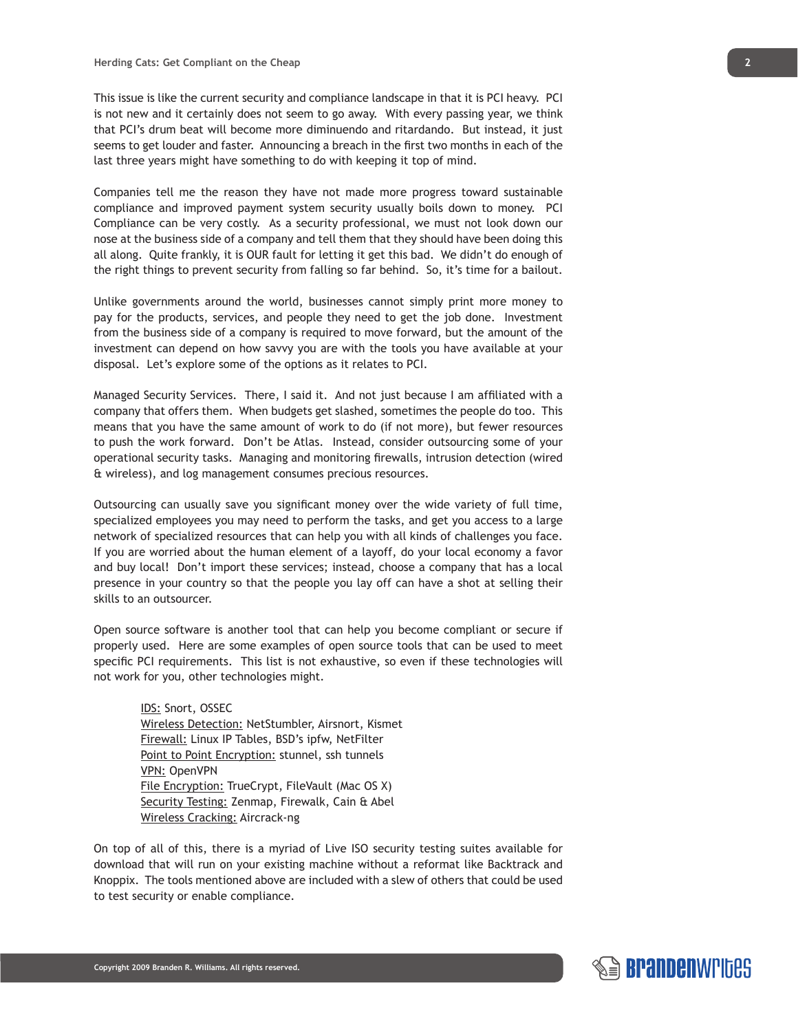This issue is like the current security and compliance landscape in that it is PCI heavy. PCI is not new and it certainly does not seem to go away. With every passing year, we think that PCI's drum beat will become more diminuendo and ritardando. But instead, it just seems to get louder and faster. Announcing a breach in the first two months in each of the last three years might have something to do with keeping it top of mind.

Companies tell me the reason they have not made more progress toward sustainable compliance and improved payment system security usually boils down to money. PCI Compliance can be very costly. As a security professional, we must not look down our nose at the business side of a company and tell them that they should have been doing this all along. Quite frankly, it is OUR fault for letting it get this bad. We didn't do enough of the right things to prevent security from falling so far behind. So, it's time for a bailout.

Unlike governments around the world, businesses cannot simply print more money to pay for the products, services, and people they need to get the job done. Investment from the business side of a company is required to move forward, but the amount of the investment can depend on how savvy you are with the tools you have available at your disposal. Let's explore some of the options as it relates to PCI.

Managed Security Services. There, I said it. And not just because I am affiliated with a company that offers them. When budgets get slashed, sometimes the people do too. This means that you have the same amount of work to do (if not more), but fewer resources to push the work forward. Don't be Atlas. Instead, consider outsourcing some of your operational security tasks. Managing and monitoring firewalls, intrusion detection (wired & wireless), and log management consumes precious resources.

Outsourcing can usually save you significant money over the wide variety of full time, specialized employees you may need to perform the tasks, and get you access to a large network of specialized resources that can help you with all kinds of challenges you face. If you are worried about the human element of a layoff, do your local economy a favor and buy local! Don't import these services; instead, choose a company that has a local presence in your country so that the people you lay off can have a shot at selling their skills to an outsourcer.

Open source software is another tool that can help you become compliant or secure if properly used. Here are some examples of open source tools that can be used to meet specific PCI requirements. This list is not exhaustive, so even if these technologies will not work for you, other technologies might.

> IDS: Snort, OSSEC
> Wireless Detection: NetStumbler, Airsnort, Kismet
> Firewall: Linux IP Tables, BSD's ipfw, NetFilter
> Point to Point Encryption: stunnel, ssh tunnels
> VPN: OpenVPN
> File Encryption: TrueCrypt, FileVault (Mac OS X)
> Security Testing: Zenmap, Firewalk, Cain & Abel
> Wireless Cracking: Aircrack-ng

On top of all of this, there is a myriad of Live ISO security testing suites available for download that will run on your existing machine without a reformat like Backtrack and Knoppix. The tools mentioned above are included with a slew of others that could be used to test security or enable compliance.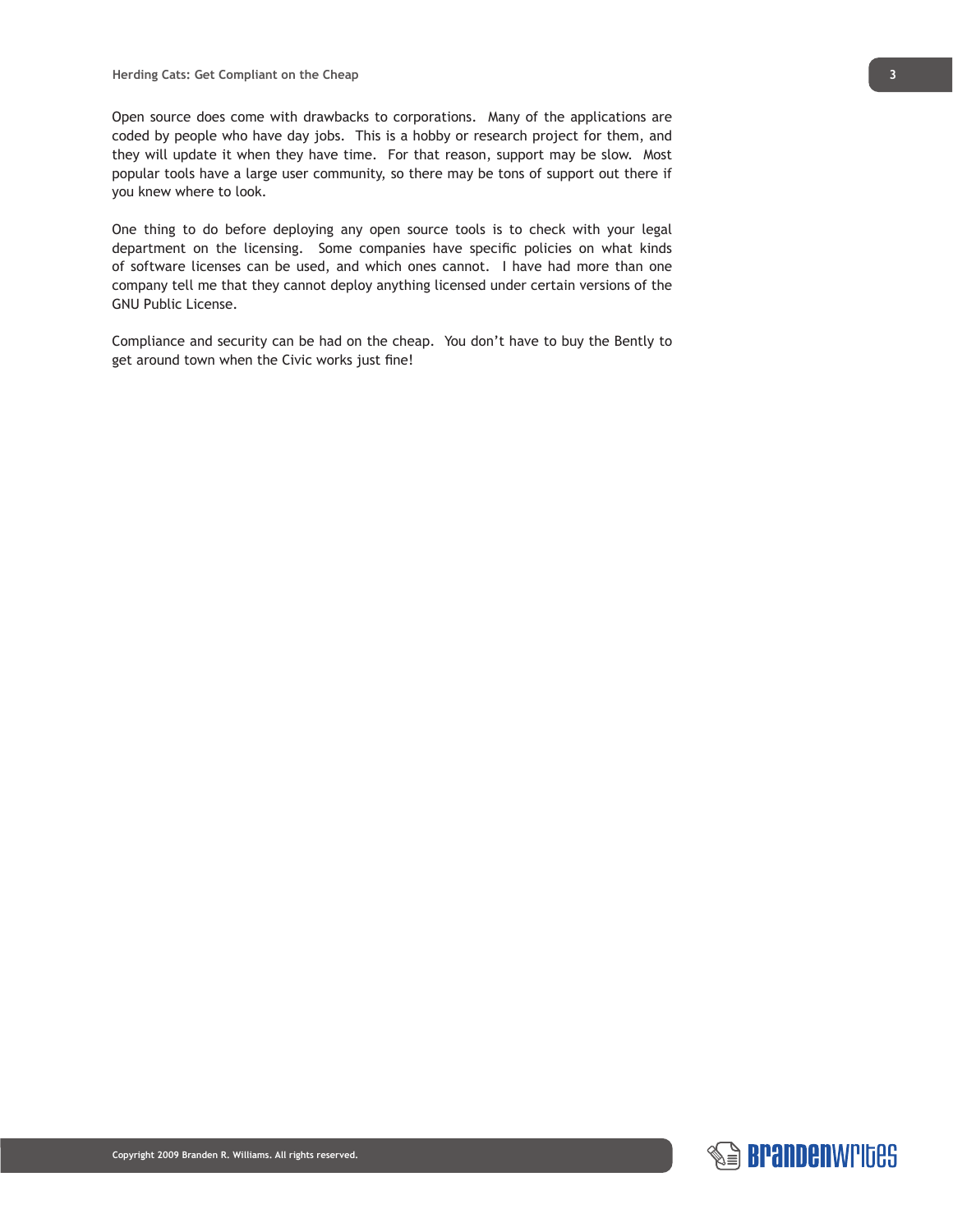Open source does come with drawbacks to corporations. Many of the applications are coded by people who have day jobs. This is a hobby or research project for them, and they will update it when they have time. For that reason, support may be slow. Most popular tools have a large user community, so there may be tons of support out there if you knew where to look.

One thing to do before deploying any open source tools is to check with your legal department on the licensing. Some companies have specific policies on what kinds of software licenses can be used, and which ones cannot. I have had more than one company tell me that they cannot deploy anything licensed under certain versions of the GNU Public License.

Compliance and security can be had on the cheap. You don't have to buy the Bently to get around town when the Civic works just fine!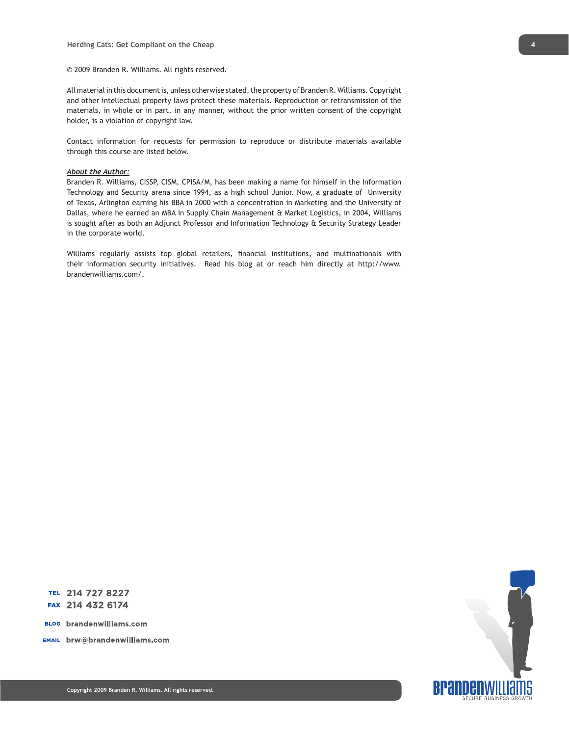© 2009 Branden R. Williams. All rights reserved.

All material in this document is, unless otherwise stated, the property of Branden R. Williams. Copyright and other intellectual property laws protect these materials. Reproduction or retransmission of the materials, in whole or in part, in any manner, without the prior written consent of the copyright holder, is a violation of copyright law.

Contact information for requests for permission to reproduce or distribute materials available through this course are listed below.

***About the Author:***
Branden R. Williams, CISSP, CISM, CPISA/M, has been making a name for himself in the Information Technology and Security arena since 1994, as a high school Junior. Now, a graduate of University of Texas, Arlington earning his BBA in 2000 with a concentration in Marketing and the University of Dallas, where he earned an MBA in Supply Chain Management & Market Logistics, in 2004, Williams is sought after as both an Adjunct Professor and Information Technology & Security Strategy Leader in the corporate world.

Williams regularly assists top global retailers, financial institutions, and multinationals with their information security initiatives. Read his blog at or reach him directly at http://www.brandenwilliams.com/.

**TEL** 214 727 8227
**FAX** 214 432 6174

**BLOG** brandenwilliams.com

**EMAIL** brw@brandenwilliams.com

Copyright 2009 Branden R. Williams. All rights reserved.

BRANDENWILLIAMS
SECURE BUSINESS GROWTH